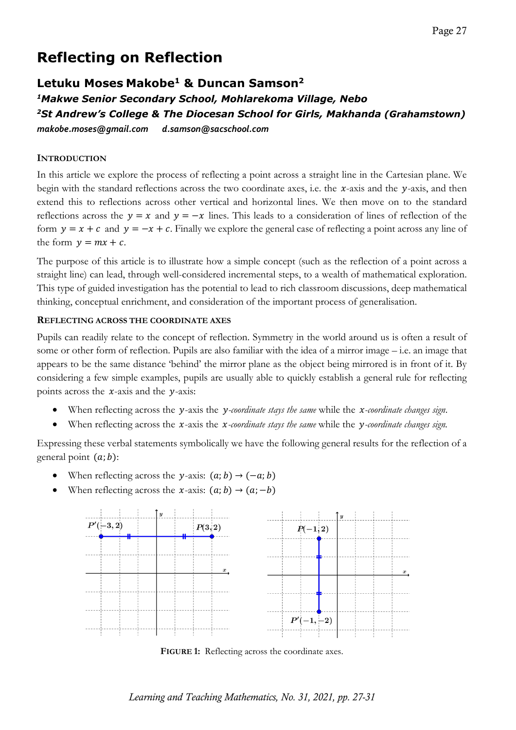# Reflecting on Reflection

## Letuku Moses Makobe[1] & Duncan Samson[2]

***[1]Makwe Senior Secondary School, Mohlarekoma Village, Nebo***

***[2]St Andrew's College & The Diocesan School for Girls, Makhanda (Grahamstown)***

*makobe.moses@gmail.com* *d.samson@sacschool.com*

### INTRODUCTION

In this article we explore the process of reflecting a point across a straight line in the Cartesian plane. We begin with the standard reflections across the two coordinate axes, i.e. the $x$-axis and the $y$-axis, and then extend this to reflections across other vertical and horizontal lines. We then move on to the standard reflections across the $y = x$ and $y = -x$ lines. This leads to a consideration of lines of reflection of the form $y = x + c$ and $y = -x + c$. Finally we explore the general case of reflecting a point across any line of the form $y = mx + c$.

The purpose of this article is to illustrate how a simple concept (such as the reflection of a point across a straight line) can lead, through well-considered incremental steps, to a wealth of mathematical exploration. This type of guided investigation has the potential to lead to rich classroom discussions, deep mathematical thinking, conceptual enrichment, and consideration of the important process of generalisation.

### REFLECTING ACROSS THE COORDINATE AXES

Pupils can readily relate to the concept of reflection. Symmetry in the world around us is often a result of some or other form of reflection. Pupils are also familiar with the idea of a mirror image – i.e. an image that appears to be the same distance 'behind' the mirror plane as the object being mirrored is in front of it. By considering a few simple examples, pupils are usually able to quickly establish a general rule for reflecting points across the $x$-axis and the $y$-axis:

- When reflecting across the $y$-axis the *$y$-coordinate stays the same* while the *$x$-coordinate changes sign*.
- When reflecting across the $x$-axis the *$x$-coordinate stays the same* while the *$y$-coordinate changes sign*.

Expressing these verbal statements symbolically we have the following general results for the reflection of a general point $(a; b)$:

- When reflecting across the $y$-axis: $(a; b) \rightarrow (-a; b)$
- When reflecting across the $x$-axis: $(a; b) \rightarrow (a; -b)$

**FIGURE 1:** Reflecting across the coordinate axes.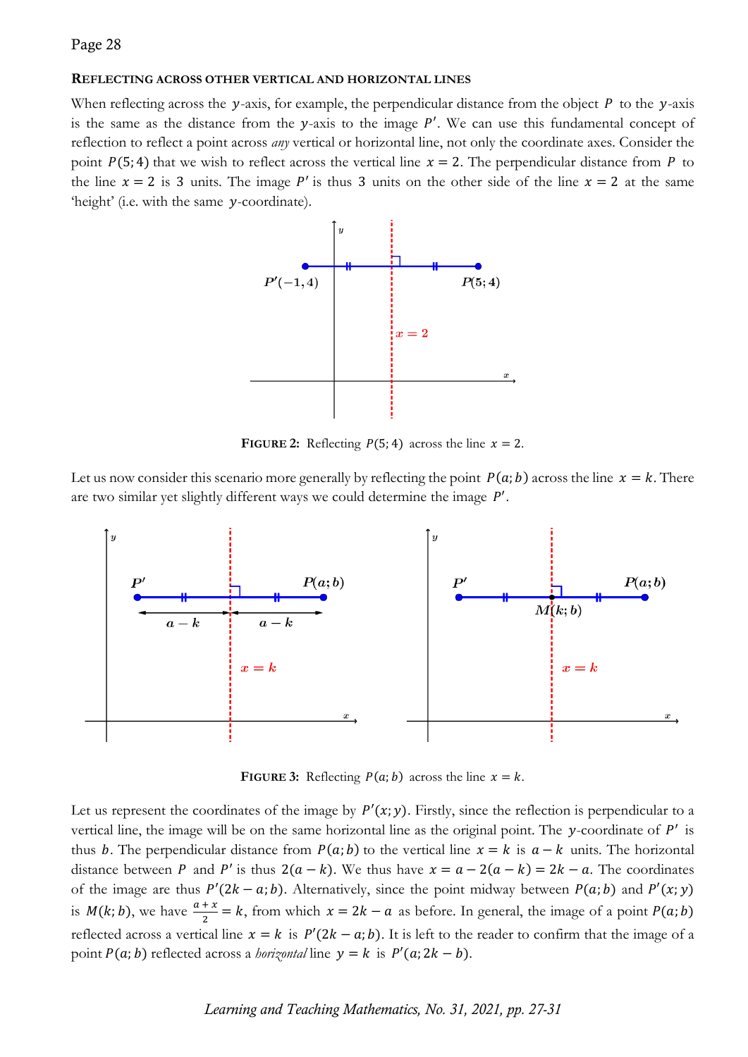### REFLECTING ACROSS OTHER VERTICAL AND HORIZONTAL LINES

When reflecting across the $y$-axis, for example, the perpendicular distance from the object $P$ to the $y$-axis is the same as the distance from the $y$-axis to the image $P'$. We can use this fundamental concept of reflection to reflect a point across *any* vertical or horizontal line, not only the coordinate axes. Consider the point $P(5;4)$ that we wish to reflect across the vertical line $x = 2$. The perpendicular distance from $P$ to the line $x = 2$ is $3$ units. The image $P'$ is thus $3$ units on the other side of the line $x = 2$ at the same 'height' (i.e. with the same $y$-coordinate).

**FIGURE 2:** Reflecting $P(5;4)$ across the line $x = 2$.

Let us now consider this scenario more generally by reflecting the point $P(a;b)$ across the line $x = k$. There are two similar yet slightly different ways we could determine the image $P'$.

**FIGURE 3:** Reflecting $P(a;b)$ across the line $x = k$.

Let us represent the coordinates of the image by $P'(x;y)$. Firstly, since the reflection is perpendicular to a vertical line, the image will be on the same horizontal line as the original point. The $y$-coordinate of $P'$ is thus $b$. The perpendicular distance from $P(a;b)$ to the vertical line $x = k$ is $a - k$ units. The horizontal distance between $P$ and $P'$ is thus $2(a - k)$. We thus have $x = a - 2(a - k) = 2k - a$. The coordinates of the image are thus $P'(2k - a; b)$. Alternatively, since the point midway between $P(a;b)$ and $P'(x;y)$ is $M(k;b)$, we have $\frac{a+x}{2} = k$, from which $x = 2k - a$ as before. In general, the image of a point $P(a;b)$ reflected across a vertical line $x = k$ is $P'(2k - a; b)$. It is left to the reader to confirm that the image of a point $P(a;b)$ reflected across a *horizontal* line $y = k$ is $P'(a; 2k - b)$.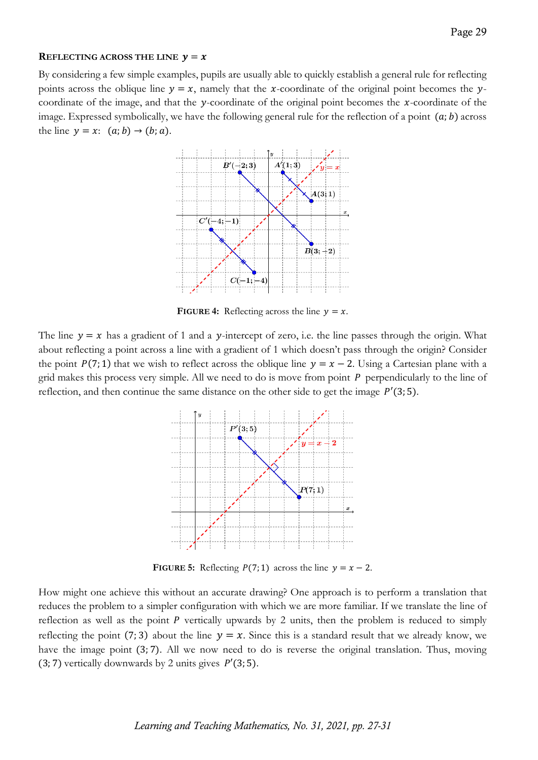### REFLECTING ACROSS THE LINE $y = x$

By considering a few simple examples, pupils are usually able to quickly establish a general rule for reflecting points across the oblique line $y = x$, namely that the $x$-coordinate of the original point becomes the $y$-coordinate of the image, and that the $y$-coordinate of the original point becomes the $x$-coordinate of the image. Expressed symbolically, we have the following general rule for the reflection of a point $(a; b)$ across the line $y = x$: $(a; b) \rightarrow (b; a)$.

**FIGURE 4:** Reflecting across the line $y = x$.

The line $y = x$ has a gradient of 1 and a $y$-intercept of zero, i.e. the line passes through the origin. What about reflecting a point across a line with a gradient of 1 which doesn't pass through the origin? Consider the point $P(7; 1)$ that we wish to reflect across the oblique line $y = x - 2$. Using a Cartesian plane with a grid makes this process very simple. All we need to do is move from point $P$ perpendicularly to the line of reflection, and then continue the same distance on the other side to get the image $P'(3; 5)$.

**FIGURE 5:** Reflecting $P(7; 1)$ across the line $y = x - 2$.

How might one achieve this without an accurate drawing? One approach is to perform a translation that reduces the problem to a simpler configuration with which we are more familiar. If we translate the line of reflection as well as the point $P$ vertically upwards by 2 units, then the problem is reduced to simply reflecting the point $(7; 3)$ about the line $y = x$. Since this is a standard result that we already know, we have the image point $(3; 7)$. All we now need to do is reverse the original translation. Thus, moving $(3; 7)$ vertically downwards by 2 units gives $P'(3; 5)$.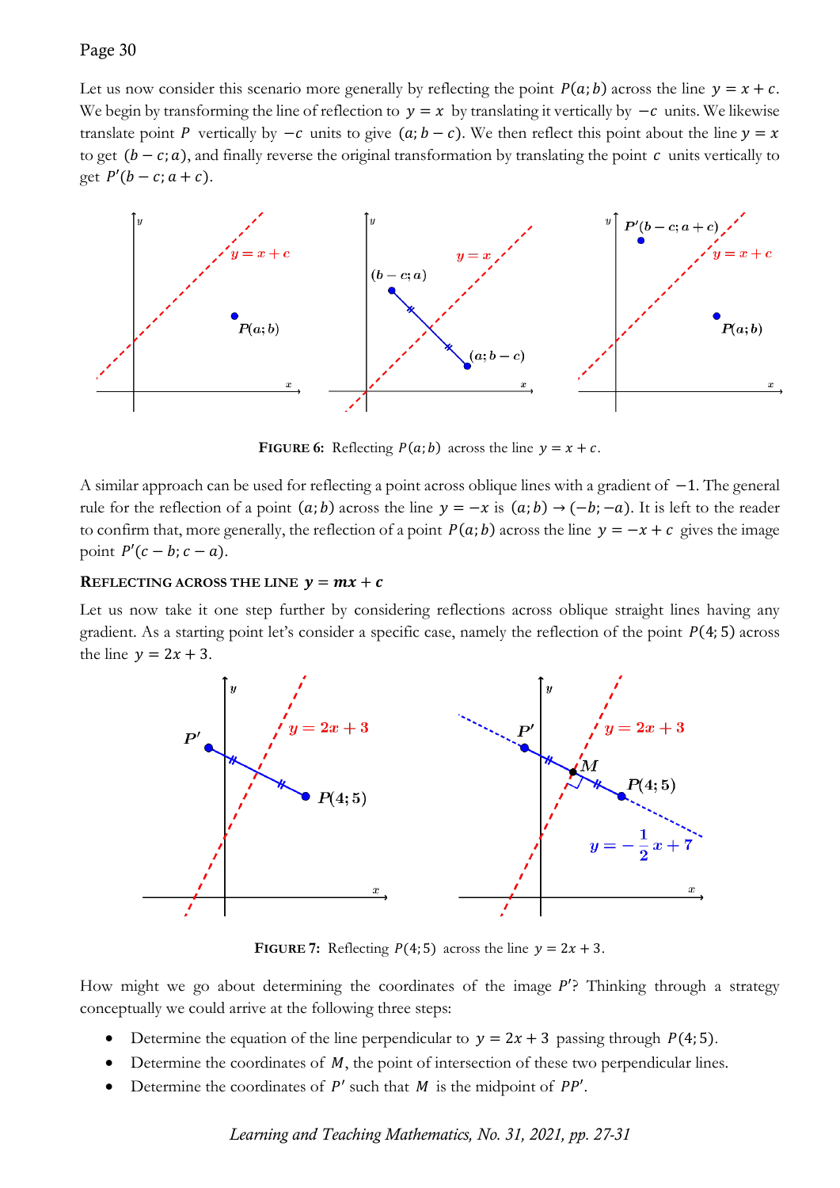Let us now consider this scenario more generally by reflecting the point $P(a;b)$ across the line $y = x + c$. We begin by transforming the line of reflection to $y = x$ by translating it vertically by $-c$ units. We likewise translate point $P$ vertically by $-c$ units to give $(a; b-c)$. We then reflect this point about the line $y = x$ to get $(b-c; a)$, and finally reverse the original transformation by translating the point $c$ units vertically to get $P'(b-c; a+c)$.

**FIGURE 6:** Reflecting $P(a;b)$ across the line $y = x + c$.

A similar approach can be used for reflecting a point across oblique lines with a gradient of $-1$. The general rule for the reflection of a point $(a;b)$ across the line $y = -x$ is $(a;b) \rightarrow (-b;-a)$. It is left to the reader to confirm that, more generally, the reflection of a point $P(a;b)$ across the line $y = -x + c$ gives the image point $P'(c-b; c-a)$.

### REFLECTING ACROSS THE LINE $y = mx + c$

Let us now take it one step further by considering reflections across oblique straight lines having any gradient. As a starting point let's consider a specific case, namely the reflection of the point $P(4;5)$ across the line $y = 2x + 3$.

**FIGURE 7:** Reflecting $P(4;5)$ across the line $y = 2x + 3$.

How might we go about determining the coordinates of the image $P'$? Thinking through a strategy conceptually we could arrive at the following three steps:

- Determine the equation of the line perpendicular to $y = 2x + 3$ passing through $P(4;5)$.
- Determine the coordinates of $M$, the point of intersection of these two perpendicular lines.
- Determine the coordinates of $P'$ such that $M$ is the midpoint of $PP'$.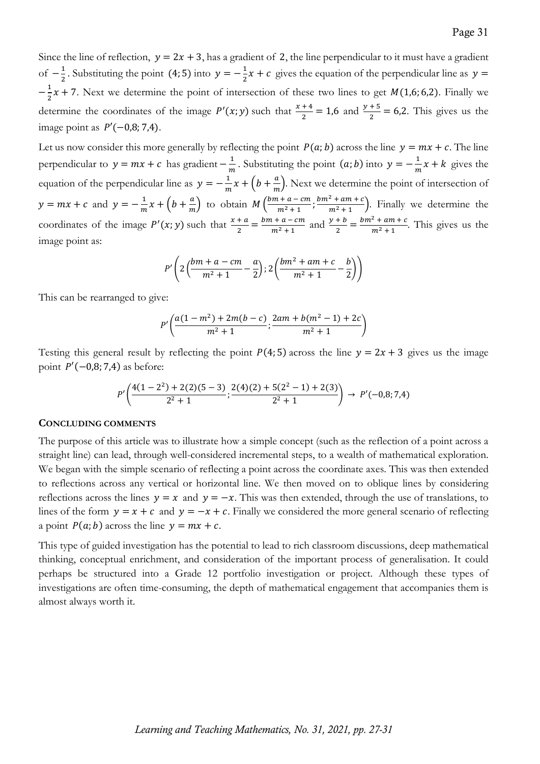Since the line of reflection, $y = 2x + 3$, has a gradient of $2$, the line perpendicular to it must have a gradient of $-\frac{1}{2}$. Substituting the point $(4; 5)$ into $y = -\frac{1}{2}x + c$ gives the equation of the perpendicular line as $y = -\frac{1}{2}x + 7$. Next we determine the point of intersection of these two lines to get $M(1{,}6; 6{,}2)$. Finally we determine the coordinates of the image $P'(x; y)$ such that $\frac{x+4}{2} = 1{,}6$ and $\frac{y+5}{2} = 6{,}2$. This gives us the image point as $P'(-0{,}8; 7{,}4)$.

Let us now consider this more generally by reflecting the point $P(a; b)$ across the line $y = mx + c$. The line perpendicular to $y = mx + c$ has gradient $-\frac{1}{m}$. Substituting the point $(a; b)$ into $y = -\frac{1}{m}x + k$ gives the equation of the perpendicular line as $y = -\frac{1}{m}x + \left(b + \frac{a}{m}\right)$. Next we determine the point of intersection of $y = mx + c$ and $y = -\frac{1}{m}x + \left(b + \frac{a}{m}\right)$ to obtain $M\left(\frac{bm + a - cm}{m^2 + 1}; \frac{bm^2 + am + c}{m^2 + 1}\right)$. Finally we determine the coordinates of the image $P'(x; y)$ such that $\frac{x+a}{2} = \frac{bm + a - cm}{m^2 + 1}$ and $\frac{y+b}{2} = \frac{bm^2 + am + c}{m^2 + 1}$. This gives us the image point as:

$$P'\left(2\left(\frac{bm + a - cm}{m^2 + 1} - \frac{a}{2}\right); 2\left(\frac{bm^2 + am + c}{m^2 + 1} - \frac{b}{2}\right)\right)$$

This can be rearranged to give:

$$P'\left(\frac{a(1 - m^2) + 2m(b - c)}{m^2 + 1}; \frac{2am + b(m^2 - 1) + 2c}{m^2 + 1}\right)$$

Testing this general result by reflecting the point $P(4; 5)$ across the line $y = 2x + 3$ gives us the image point $P'(-0{,}8; 7{,}4)$ as before:

$$P'\left(\frac{4(1 - 2^2) + 2(2)(5 - 3)}{2^2 + 1}; \frac{2(4)(2) + 5(2^2 - 1) + 2(3)}{2^2 + 1}\right) \rightarrow P'(-0{,}8; 7{,}4)$$

## CONCLUDING COMMENTS

The purpose of this article was to illustrate how a simple concept (such as the reflection of a point across a straight line) can lead, through well-considered incremental steps, to a wealth of mathematical exploration. We began with the simple scenario of reflecting a point across the coordinate axes. This was then extended to reflections across any vertical or horizontal line. We then moved on to oblique lines by considering reflections across the lines $y = x$ and $y = -x$. This was then extended, through the use of translations, to lines of the form $y = x + c$ and $y = -x + c$. Finally we considered the more general scenario of reflecting a point $P(a; b)$ across the line $y = mx + c$.

This type of guided investigation has the potential to lead to rich classroom discussions, deep mathematical thinking, conceptual enrichment, and consideration of the important process of generalisation. It could perhaps be structured into a Grade 12 portfolio investigation or project. Although these types of investigations are often time-consuming, the depth of mathematical engagement that accompanies them is almost always worth it.